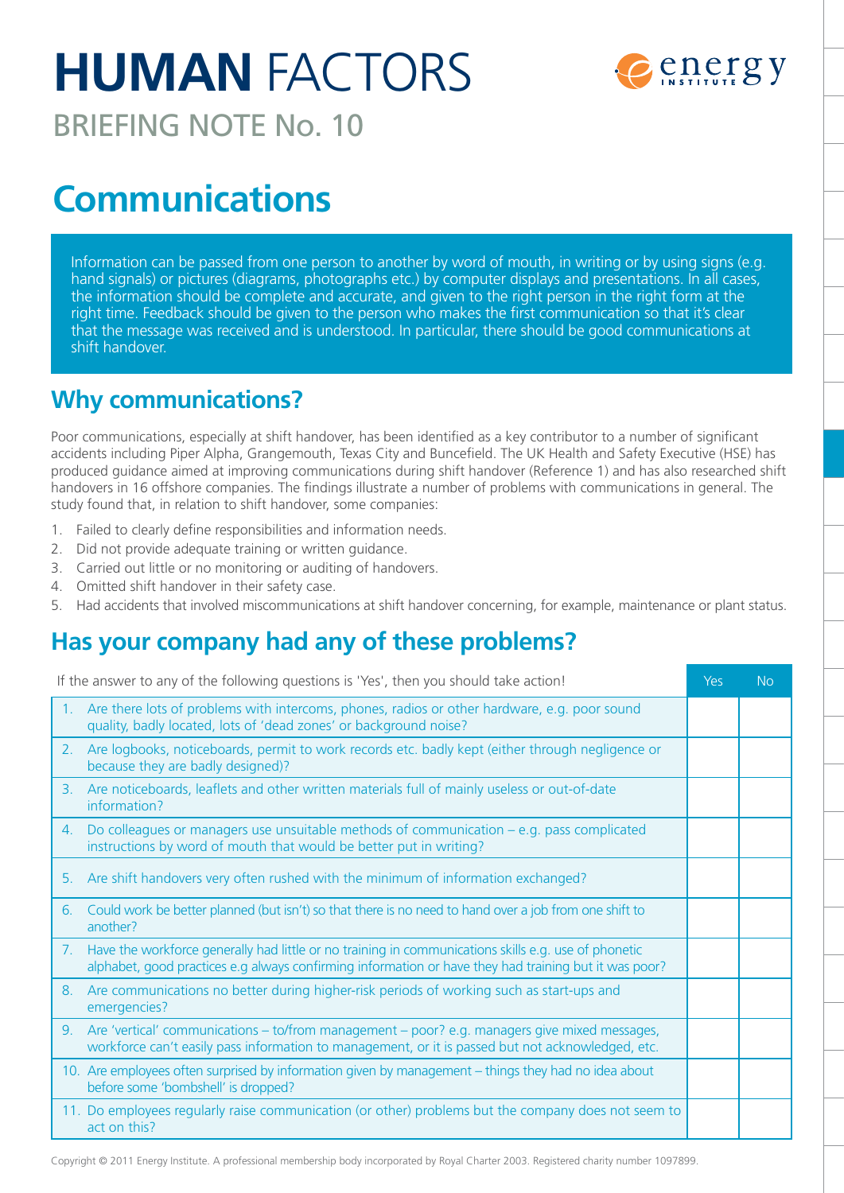# **HUMAN** FACTORS

## BRIEFING NOTE No. 10

# Communications

Information can be passed from one person to another by word of mouth, in writing or by using signs (e.g. hand signals) or pictures (diagrams, photographs etc.) by computer displays and presentations. In all cases, the information should be complete and accurate, and given to the right person in the right form at the right time. Feedback should be given to the person who makes the first communication so that it's clear that the message was received and is understood. In particular, there should be good communications at shift handover.

## Why communications?

Poor communications, especially at shift handover, has been identified as a key contributor to a number of significant accidents including Piper Alpha, Grangemouth, Texas City and Buncefield. The UK Health and Safety Executive (HSE) has produced guidance aimed at improving communications during shift handover (Reference 1) and has also researched shift handovers in 16 offshore companies. The findings illustrate a number of problems with communications in general. The study found that, in relation to shift handover, some companies:

1. Failed to clearly define responsibilities and information needs.
2. Did not provide adequate training or written guidance.
3. Carried out little or no monitoring or auditing of handovers.
4. Omitted shift handover in their safety case.
5. Had accidents that involved miscommunications at shift handover concerning, for example, maintenance or plant status.

## Has your company had any of these problems?

| If the answer to any of the following questions is 'Yes', then you should take action! | Yes | No |
|---|---|---|
| 1. Are there lots of problems with intercoms, phones, radios or other hardware, e.g. poor sound quality, badly located, lots of 'dead zones' or background noise? | | |
| 2. Are logbooks, noticeboards, permit to work records etc. badly kept (either through negligence or because they are badly designed)? | | |
| 3. Are noticeboards, leaflets and other written materials full of mainly useless or out-of-date information? | | |
| 4. Do colleagues or managers use unsuitable methods of communication – e.g. pass complicated instructions by word of mouth that would be better put in writing? | | |
| 5. Are shift handovers very often rushed with the minimum of information exchanged? | | |
| 6. Could work be better planned (but isn't) so that there is no need to hand over a job from one shift to another? | | |
| 7. Have the workforce generally had little or no training in communications skills e.g. use of phonetic alphabet, good practices e.g always confirming information or have they had training but it was poor? | | |
| 8. Are communications no better during higher-risk periods of working such as start-ups and emergencies? | | |
| 9. Are 'vertical' communications – to/from management – poor? e.g. managers give mixed messages, workforce can't easily pass information to management, or it is passed but not acknowledged, etc. | | |
| 10. Are employees often surprised by information given by management – things they had no idea about before some 'bombshell' is dropped? | | |
| 11. Do employees regularly raise communication (or other) problems but the company does not seem to act on this? | | |

Copyright © 2011 Energy Institute. A professional membership body incorporated by Royal Charter 2003. Registered charity number 1097899.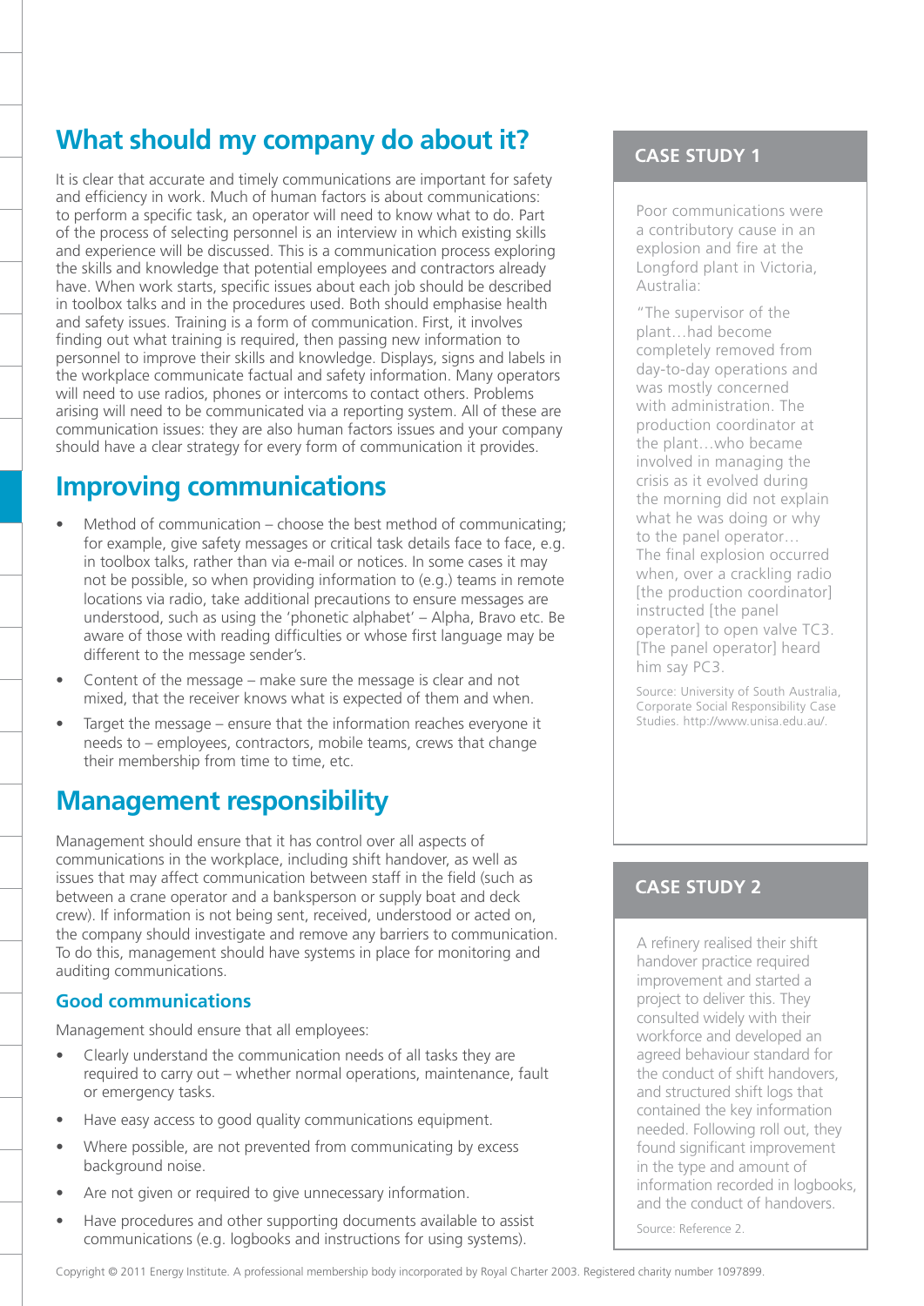## What should my company do about it?

It is clear that accurate and timely communications are important for safety and efficiency in work. Much of human factors is about communications: to perform a specific task, an operator will need to know what to do. Part of the process of selecting personnel is an interview in which existing skills and experience will be discussed. This is a communication process exploring the skills and knowledge that potential employees and contractors already have. When work starts, specific issues about each job should be described in toolbox talks and in the procedures used. Both should emphasise health and safety issues. Training is a form of communication. First, it involves finding out what training is required, then passing new information to personnel to improve their skills and knowledge. Displays, signs and labels in the workplace communicate factual and safety information. Many operators will need to use radios, phones or intercoms to contact others. Problems arising will need to be communicated via a reporting system. All of these are communication issues: they are also human factors issues and your company should have a clear strategy for every form of communication it provides.

## Improving communications

- Method of communication – choose the best method of communicating; for example, give safety messages or critical task details face to face, e.g. in toolbox talks, rather than via e-mail or notices. In some cases it may not be possible, so when providing information to (e.g.) teams in remote locations via radio, take additional precautions to ensure messages are understood, such as using the 'phonetic alphabet' – Alpha, Bravo etc. Be aware of those with reading difficulties or whose first language may be different to the message sender's.
- Content of the message – make sure the message is clear and not mixed, that the receiver knows what is expected of them and when.
- Target the message – ensure that the information reaches everyone it needs to – employees, contractors, mobile teams, crews that change their membership from time to time, etc.

## Management responsibility

Management should ensure that it has control over all aspects of communications in the workplace, including shift handover, as well as issues that may affect communication between staff in the field (such as between a crane operator and a banksperson or supply boat and deck crew). If information is not being sent, received, understood or acted on, the company should investigate and remove any barriers to communication. To do this, management should have systems in place for monitoring and auditing communications.

### Good communications

Management should ensure that all employees:

- Clearly understand the communication needs of all tasks they are required to carry out – whether normal operations, maintenance, fault or emergency tasks.
- Have easy access to good quality communications equipment.
- Where possible, are not prevented from communicating by excess background noise.
- Are not given or required to give unnecessary information.
- Have procedures and other supporting documents available to assist communications (e.g. logbooks and instructions for using systems).

### CASE STUDY 1

Poor communications were a contributory cause in an explosion and fire at the Longford plant in Victoria, Australia:

"The supervisor of the plant…had become completely removed from day-to-day operations and was mostly concerned with administration. The production coordinator at the plant…who became involved in managing the crisis as it evolved during the morning did not explain what he was doing or why to the panel operator… The final explosion occurred when, over a crackling radio [the production coordinator] instructed [the panel operator] to open valve TC3. [The panel operator] heard him say PC3.

Source: University of South Australia, Corporate Social Responsibility Case Studies. http://www.unisa.edu.au/.

### CASE STUDY 2

A refinery realised their shift handover practice required improvement and started a project to deliver this. They consulted widely with their workforce and developed an agreed behaviour standard for the conduct of shift handovers, and structured shift logs that contained the key information needed. Following roll out, they found significant improvement in the type and amount of information recorded in logbooks, and the conduct of handovers.

Source: Reference 2.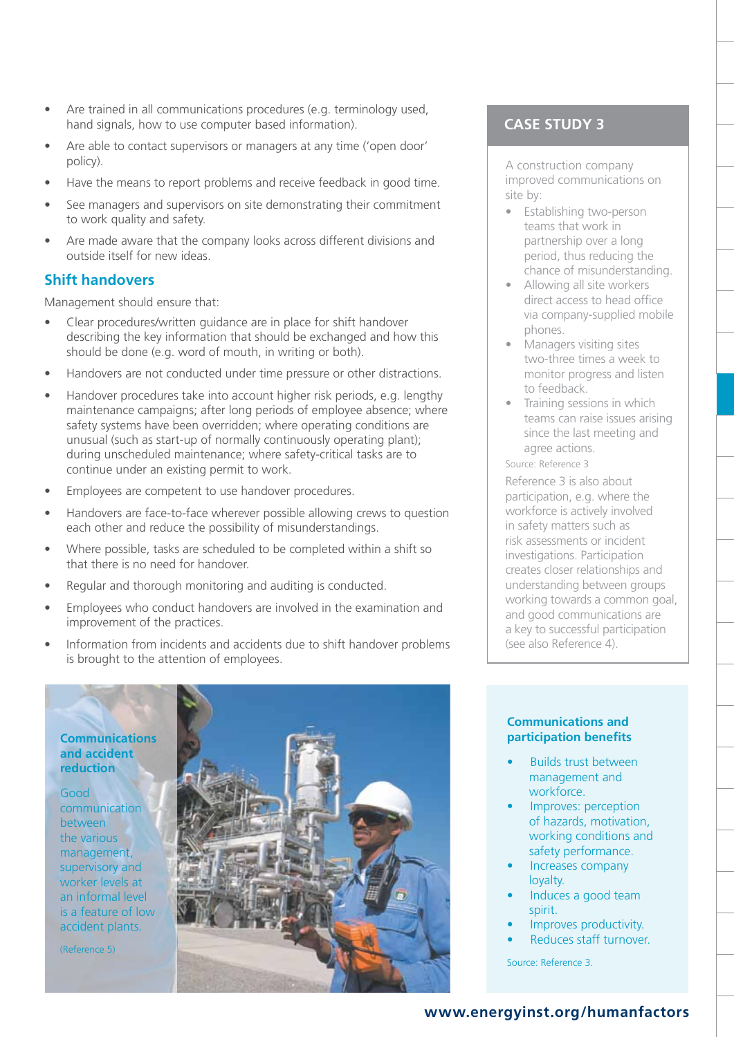- Are trained in all communications procedures (e.g. terminology used, hand signals, how to use computer based information).
- Are able to contact supervisors or managers at any time ('open door' policy).
- Have the means to report problems and receive feedback in good time.
- See managers and supervisors on site demonstrating their commitment to work quality and safety.
- Are made aware that the company looks across different divisions and outside itself for new ideas.

## Shift handovers

Management should ensure that:

- Clear procedures/written guidance are in place for shift handover describing the key information that should be exchanged and how this should be done (e.g. word of mouth, in writing or both).
- Handovers are not conducted under time pressure or other distractions.
- Handover procedures take into account higher risk periods, e.g. lengthy maintenance campaigns; after long periods of employee absence; where safety systems have been overridden; where operating conditions are unusual (such as start-up of normally continuously operating plant); during unscheduled maintenance; where safety-critical tasks are to continue under an existing permit to work.
- Employees are competent to use handover procedures.
- Handovers are face-to-face wherever possible allowing crews to question each other and reduce the possibility of misunderstandings.
- Where possible, tasks are scheduled to be completed within a shift so that there is no need for handover.
- Regular and thorough monitoring and auditing is conducted.
- Employees who conduct handovers are involved in the examination and improvement of the practices.
- Information from incidents and accidents due to shift handover problems is brought to the attention of employees.

### Communications and accident reduction

Good communication between the various management, supervisory and worker levels at an informal level is a feature of low accident plants.

(Reference 5)

## CASE STUDY 3

A construction company improved communications on site by:

- Establishing two-person teams that work in partnership over a long period, thus reducing the chance of misunderstanding.
- Allowing all site workers direct access to head office via company-supplied mobile phones.
- Managers visiting sites two-three times a week to monitor progress and listen to feedback.
- Training sessions in which teams can raise issues arising since the last meeting and agree actions.

Source: Reference 3

Reference 3 is also about participation, e.g. where the workforce is actively involved in safety matters such as risk assessments or incident investigations. Participation creates closer relationships and understanding between groups working towards a common goal, and good communications are a key to successful participation (see also Reference 4).

### Communications and participation benefits

- Builds trust between management and workforce.
- Improves: perception of hazards, motivation, working conditions and safety performance.
- Increases company loyalty.
- Induces a good team spirit.
- Improves productivity.
- Reduces staff turnover.

Source: Reference 3.

www.energyinst.org/humanfactors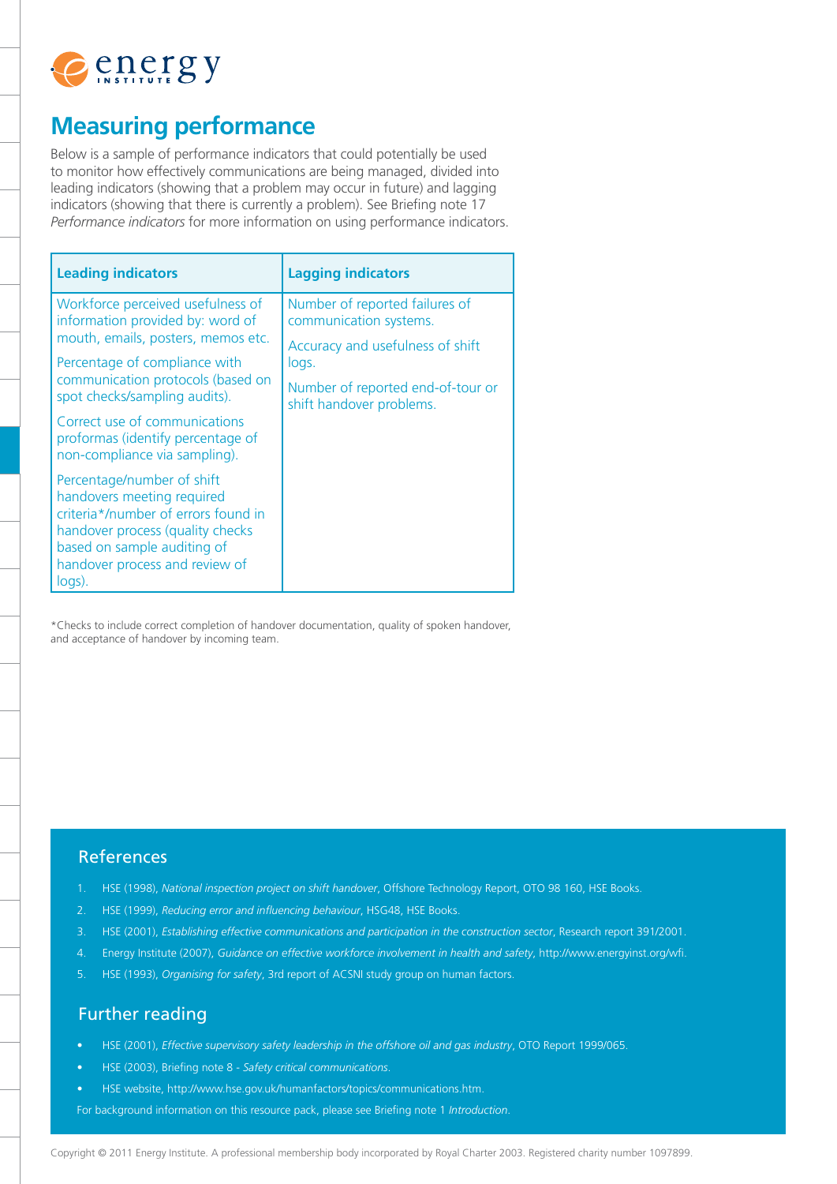## Measuring performance

Below is a sample of performance indicators that could potentially be used to monitor how effectively communications are being managed, divided into leading indicators (showing that a problem may occur in future) and lagging indicators (showing that there is currently a problem). See Briefing note 17 *Performance indicators* for more information on using performance indicators.

| Leading indicators | Lagging indicators |
|---|---|
| Workforce perceived usefulness of information provided by: word of mouth, emails, posters, memos etc. | Number of reported failures of communication systems. |
| Percentage of compliance with communication protocols (based on spot checks/sampling audits). | Accuracy and usefulness of shift logs. |
| Correct use of communications proformas (identify percentage of non-compliance via sampling). | Number of reported end-of-tour or shift handover problems. |
| Percentage/number of shift handovers meeting required criteria*/number of errors found in handover process (quality checks based on sample auditing of handover process and review of logs). | |

*Checks to include correct completion of handover documentation, quality of spoken handover, and acceptance of handover by incoming team.

### References

1. HSE (1998), *National inspection project on shift handover*, Offshore Technology Report, OTO 98 160, HSE Books.
2. HSE (1999), *Reducing error and influencing behaviour*, HSG48, HSE Books.
3. HSE (2001), *Establishing effective communications and participation in the construction sector*, Research report 391/2001.
4. Energy Institute (2007), *Guidance on effective workforce involvement in health and safety*, http://www.energyinst.org/wfi.
5. HSE (1993), *Organising for safety*, 3rd report of ACSNI study group on human factors.

### Further reading

- HSE (2001), *Effective supervisory safety leadership in the offshore oil and gas industry*, OTO Report 1999/065.
- HSE (2003), Briefing note 8 - *Safety critical communications*.
- HSE website, http://www.hse.gov.uk/humanfactors/topics/communications.htm.

For background information on this resource pack, please see Briefing note 1 *Introduction*.

Copyright © 2011 Energy Institute. A professional membership body incorporated by Royal Charter 2003. Registered charity number 1097899.